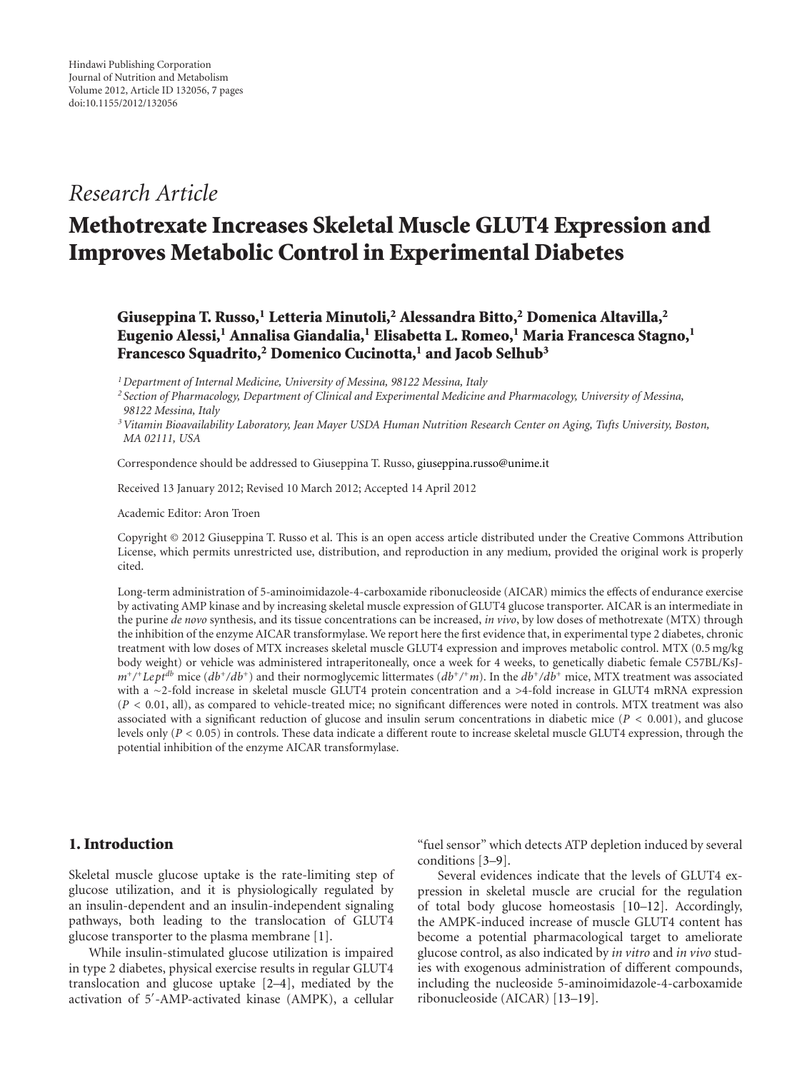Hindawi Publishing Corporation
Journal of Nutrition and Metabolism
Volume 2012, Article ID 132056, 7 pages
doi:10.1155/2012/132056

*Research Article*

# Methotrexate Increases Skeletal Muscle GLUT4 Expression and Improves Metabolic Control in Experimental Diabetes

**Giuseppina T. Russo,[1] Letteria Minutoli,[2] Alessandra Bitto,[2] Domenica Altavilla,[2] Eugenio Alessi,[1] Annalisa Giandalia,[1] Elisabetta L. Romeo,[1] Maria Francesca Stagno,[1] Francesco Squadrito,[2] Domenico Cucinotta,[1] and Jacob Selhub[3]**

[1] *Department of Internal Medicine, University of Messina, 98122 Messina, Italy*

[2] *Section of Pharmacology, Department of Clinical and Experimental Medicine and Pharmacology, University of Messina, 98122 Messina, Italy*

[3] *Vitamin Bioavailability Laboratory, Jean Mayer USDA Human Nutrition Research Center on Aging, Tufts University, Boston, MA 02111, USA*

Correspondence should be addressed to Giuseppina T. Russo, giuseppina.russo@unime.it

Received 13 January 2012; Revised 10 March 2012; Accepted 14 April 2012

Academic Editor: Aron Troen

Copyright © 2012 Giuseppina T. Russo et al. This is an open access article distributed under the Creative Commons Attribution License, which permits unrestricted use, distribution, and reproduction in any medium, provided the original work is properly cited.

Long-term administration of 5-aminoimidazole-4-carboxamide ribonucleoside (AICAR) mimics the effects of endurance exercise by activating AMP kinase and by increasing skeletal muscle expression of GLUT4 glucose transporter. AICAR is an intermediate in the purine *de novo* synthesis, and its tissue concentrations can be increased, *in vivo*, by low doses of methotrexate (MTX) through the inhibition of the enzyme AICAR transformylase. We report here the first evidence that, in experimental type 2 diabetes, chronic treatment with low doses of MTX increases skeletal muscle GLUT4 expression and improves metabolic control. MTX (0.5 mg/kg body weight) or vehicle was administered intraperitoneally, once a week for 4 weeks, to genetically diabetic female C57BL/KsJ-$m^{+}/^{+}Lept^{db}$ mice ($db^{+}/db^{+}$) and their normoglycemic littermates ($db^{+}/^{+}m$). In the $db^{+}/db^{+}$ mice, MTX treatment was associated with a ~2-fold increase in skeletal muscle GLUT4 protein concentration and a >4-fold increase in GLUT4 mRNA expression ($P < 0.01$, all), as compared to vehicle-treated mice; no significant differences were noted in controls. MTX treatment was also associated with a significant reduction of glucose and insulin serum concentrations in diabetic mice ($P < 0.001$), and glucose levels only ($P < 0.05$) in controls. These data indicate a different route to increase skeletal muscle GLUT4 expression, through the potential inhibition of the enzyme AICAR transformylase.

## 1. Introduction

Skeletal muscle glucose uptake is the rate-limiting step of glucose utilization, and it is physiologically regulated by an insulin-dependent and an insulin-independent signaling pathways, both leading to the translocation of GLUT4 glucose transporter to the plasma membrane [1].

While insulin-stimulated glucose utilization is impaired in type 2 diabetes, physical exercise results in regular GLUT4 translocation and glucose uptake [2–4], mediated by the activation of 5′-AMP-activated kinase (AMPK), a cellular "fuel sensor" which detects ATP depletion induced by several conditions [3–9].

Several evidences indicate that the levels of GLUT4 expression in skeletal muscle are crucial for the regulation of total body glucose homeostasis [10–12]. Accordingly, the AMPK-induced increase of muscle GLUT4 content has become a potential pharmacological target to ameliorate glucose control, as also indicated by *in vitro* and *in vivo* studies with exogenous administration of different compounds, including the nucleoside 5-aminoimidazole-4-carboxamide ribonucleoside (AICAR) [13–19].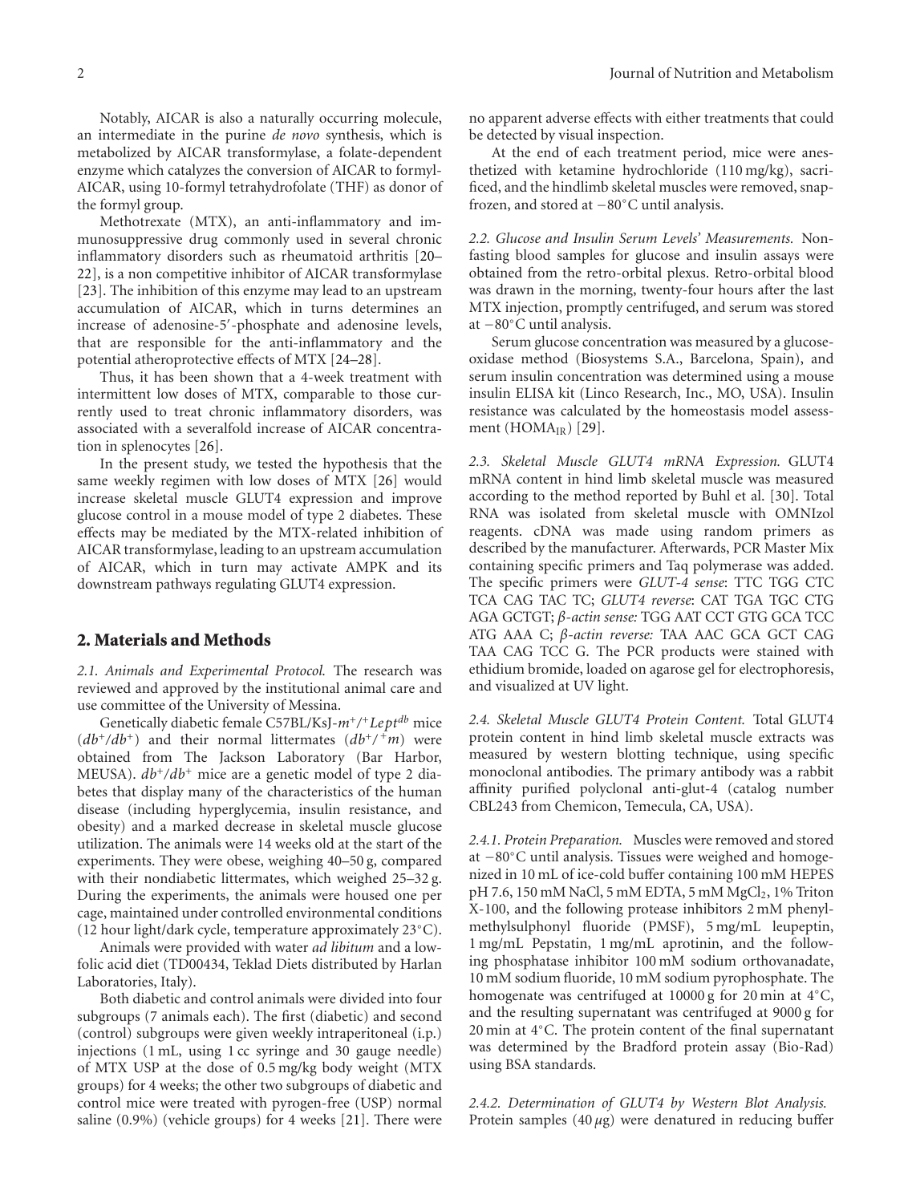Notably, AICAR is also a naturally occurring molecule, an intermediate in the purine *de novo* synthesis, which is metabolized by AICAR transformylase, a folate-dependent enzyme which catalyzes the conversion of AICAR to formyl-AICAR, using 10-formyl tetrahydrofolate (THF) as donor of the formyl group.

Methotrexate (MTX), an anti-inflammatory and immunosuppressive drug commonly used in several chronic inflammatory disorders such as rheumatoid arthritis [20–22], is a non competitive inhibitor of AICAR transformylase [23]. The inhibition of this enzyme may lead to an upstream accumulation of AICAR, which in turns determines an increase of adenosine-5′-phosphate and adenosine levels, that are responsible for the anti-inflammatory and the potential atheroprotective effects of MTX [24–28].

Thus, it has been shown that a 4-week treatment with intermittent low doses of MTX, comparable to those currently used to treat chronic inflammatory disorders, was associated with a severalfold increase of AICAR concentration in splenocytes [26].

In the present study, we tested the hypothesis that the same weekly regimen with low doses of MTX [26] would increase skeletal muscle GLUT4 expression and improve glucose control in a mouse model of type 2 diabetes. These effects may be mediated by the MTX-related inhibition of AICAR transformylase, leading to an upstream accumulation of AICAR, which in turn may activate AMPK and its downstream pathways regulating GLUT4 expression.

## 2. Materials and Methods

*2.1. Animals and Experimental Protocol.* The research was reviewed and approved by the institutional animal care and use committee of the University of Messina.

Genetically diabetic female C57BL/KsJ-$m^+/^+Lept^{db}$ mice ($db^+/db^+$) and their normal littermates ($db^+/^+m$) were obtained from The Jackson Laboratory (Bar Harbor, MEUSA). $db^+/db^+$ mice are a genetic model of type 2 diabetes that display many of the characteristics of the human disease (including hyperglycemia, insulin resistance, and obesity) and a marked decrease in skeletal muscle glucose utilization. The animals were 14 weeks old at the start of the experiments. They were obese, weighing 40–50 g, compared with their nondiabetic littermates, which weighed 25–32 g. During the experiments, the animals were housed one per cage, maintained under controlled environmental conditions (12 hour light/dark cycle, temperature approximately 23°C).

Animals were provided with water *ad libitum* and a low-folic acid diet (TD00434, Teklad Diets distributed by Harlan Laboratories, Italy).

Both diabetic and control animals were divided into four subgroups (7 animals each). The first (diabetic) and second (control) subgroups were given weekly intraperitoneal (i.p.) injections (1 mL, using 1 cc syringe and 30 gauge needle) of MTX USP at the dose of 0.5 mg/kg body weight (MTX groups) for 4 weeks; the other two subgroups of diabetic and control mice were treated with pyrogen-free (USP) normal saline (0.9%) (vehicle groups) for 4 weeks [21]. There were no apparent adverse effects with either treatments that could be detected by visual inspection.

At the end of each treatment period, mice were anesthetized with ketamine hydrochloride (110 mg/kg), sacrificed, and the hindlimb skeletal muscles were removed, snap-frozen, and stored at −80°C until analysis.

*2.2. Glucose and Insulin Serum Levels' Measurements.* Non-fasting blood samples for glucose and insulin assays were obtained from the retro-orbital plexus. Retro-orbital blood was drawn in the morning, twenty-four hours after the last MTX injection, promptly centrifuged, and serum was stored at −80°C until analysis.

Serum glucose concentration was measured by a glucose-oxidase method (Biosystems S.A., Barcelona, Spain), and serum insulin concentration was determined using a mouse insulin ELISA kit (Linco Research, Inc., MO, USA). Insulin resistance was calculated by the homeostasis model assessment ($HOMA_{IR}$) [29].

*2.3. Skeletal Muscle GLUT4 mRNA Expression.* GLUT4 mRNA content in hind limb skeletal muscle was measured according to the method reported by Buhl et al. [30]. Total RNA was isolated from skeletal muscle with OMNIzol reagents. cDNA was made using random primers as described by the manufacturer. Afterwards, PCR Master Mix containing specific primers and Taq polymerase was added. The specific primers were *GLUT-4 sense*: TTC TGG CTC TCA CAG TAC TC; *GLUT4 reverse*: CAT TGA TGC CTG AGA GCTGT; *β-actin sense:* TGG AAT CCT GTG GCA TCC ATG AAA C; *β-actin reverse:* TAA AAC GCA GCT CAG TAA CAG TCC G. The PCR products were stained with ethidium bromide, loaded on agarose gel for electrophoresis, and visualized at UV light.

*2.4. Skeletal Muscle GLUT4 Protein Content.* Total GLUT4 protein content in hind limb skeletal muscle extracts was measured by western blotting technique, using specific monoclonal antibodies. The primary antibody was a rabbit affinity purified polyclonal anti-glut-4 (catalog number CBL243 from Chemicon, Temecula, CA, USA).

*2.4.1. Protein Preparation.* Muscles were removed and stored at −80°C until analysis. Tissues were weighed and homogenized in 10 mL of ice-cold buffer containing 100 mM HEPES pH 7.6, 150 mM NaCl, 5 mM EDTA, 5 mM $MgCl_2$, 1% Triton X-100, and the following protease inhibitors 2 mM phenylmethylsulphonyl fluoride (PMSF), 5 mg/mL leupeptin, 1 mg/mL Pepstatin, 1 mg/mL aprotinin, and the following phosphatase inhibitor 100 mM sodium orthovanadate, 10 mM sodium fluoride, 10 mM sodium pyrophosphate. The homogenate was centrifuged at 10000 g for 20 min at 4°C, and the resulting supernatant was centrifuged at 9000 g for 20 min at 4°C. The protein content of the final supernatant was determined by the Bradford protein assay (Bio-Rad) using BSA standards.

*2.4.2. Determination of GLUT4 by Western Blot Analysis.* Protein samples (40 $\mu$g) were denatured in reducing buffer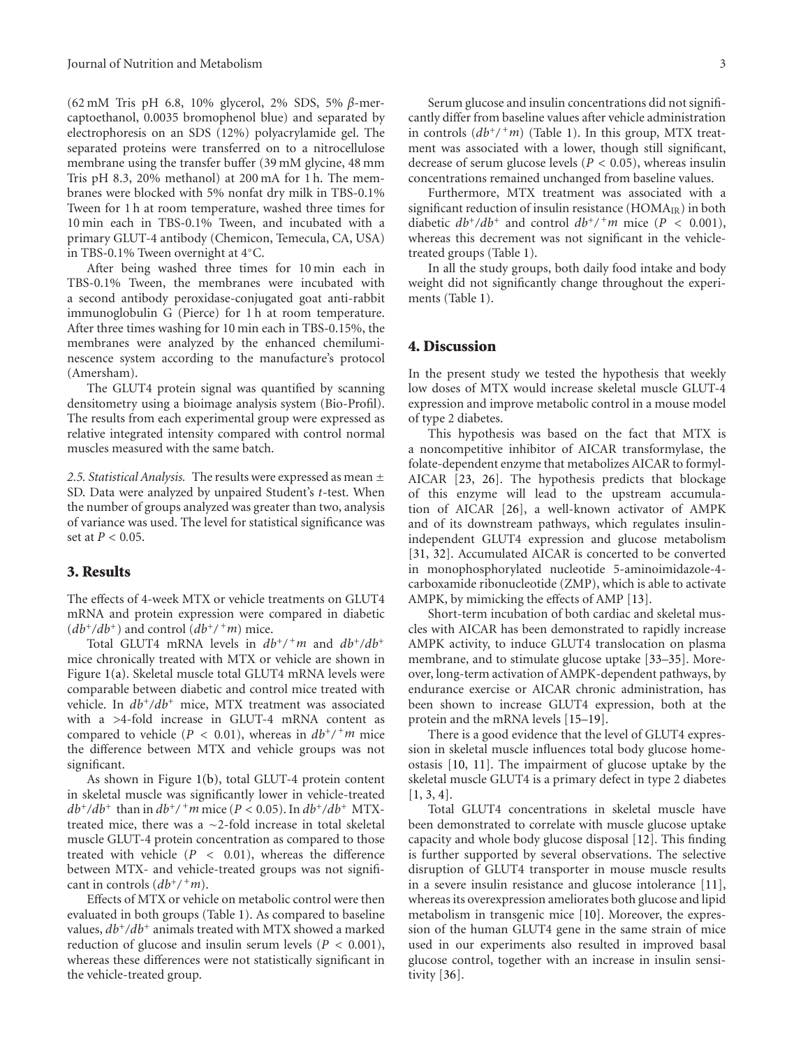(62 mM Tris pH 6.8, 10% glycerol, 2% SDS, 5% $\beta$-mercaptoethanol, 0.0035 bromophenol blue) and separated by electrophoresis on an SDS (12%) polyacrylamide gel. The separated proteins were transferred on to a nitrocellulose membrane using the transfer buffer (39 mM glycine, 48 mm Tris pH 8.3, 20% methanol) at 200 mA for 1 h. The membranes were blocked with 5% nonfat dry milk in TBS-0.1% Tween for 1 h at room temperature, washed three times for 10 min each in TBS-0.1% Tween, and incubated with a primary GLUT-4 antibody (Chemicon, Temecula, CA, USA) in TBS-0.1% Tween overnight at 4°C.

After being washed three times for 10 min each in TBS-0.1% Tween, the membranes were incubated with a second antibody peroxidase-conjugated goat anti-rabbit immunoglobulin G (Pierce) for 1 h at room temperature. After three times washing for 10 min each in TBS-0.15%, the membranes were analyzed by the enhanced chemiluminescence system according to the manufacture's protocol (Amersham).

The GLUT4 protein signal was quantified by scanning densitometry using a bioimage analysis system (Bio-Profil). The results from each experimental group were expressed as relative integrated intensity compared with control normal muscles measured with the same batch.

*2.5. Statistical Analysis.* The results were expressed as mean ± SD. Data were analyzed by unpaired Student's *t*-test. When the number of groups analyzed was greater than two, analysis of variance was used. The level for statistical significance was set at $P < 0.05$.

## 3. Results

The effects of 4-week MTX or vehicle treatments on GLUT4 mRNA and protein expression were compared in diabetic ($db^+/db^+$) and control ($db^+/^+m$) mice.

Total GLUT4 mRNA levels in $db^+/^+m$ and $db^+/db^+$ mice chronically treated with MTX or vehicle are shown in Figure 1(a). Skeletal muscle total GLUT4 mRNA levels were comparable between diabetic and control mice treated with vehicle. In $db^+/db^+$ mice, MTX treatment was associated with a >4-fold increase in GLUT-4 mRNA content as compared to vehicle ($P < 0.01$), whereas in $db^+/^+m$ mice the difference between MTX and vehicle groups was not significant.

As shown in Figure 1(b), total GLUT-4 protein content in skeletal muscle was significantly lower in vehicle-treated $db^+/db^+$ than in $db^+/^+m$ mice ($P < 0.05$). In $db^+/db^+$ MTX-treated mice, there was a ~2-fold increase in total skeletal muscle GLUT-4 protein concentration as compared to those treated with vehicle ($P < 0.01$), whereas the difference between MTX- and vehicle-treated groups was not significant in controls ($db^+/^+m$).

Effects of MTX or vehicle on metabolic control were then evaluated in both groups (Table 1). As compared to baseline values, $db^+/db^+$ animals treated with MTX showed a marked reduction of glucose and insulin serum levels ($P < 0.001$), whereas these differences were not statistically significant in the vehicle-treated group.

Serum glucose and insulin concentrations did not significantly differ from baseline values after vehicle administration in controls ($db^+/^+m$) (Table 1). In this group, MTX treatment was associated with a lower, though still significant, decrease of serum glucose levels ($P < 0.05$), whereas insulin concentrations remained unchanged from baseline values.

Furthermore, MTX treatment was associated with a significant reduction of insulin resistance ($HOMA_{IR}$) in both diabetic $db^+/db^+$ and control $db^+/^+m$ mice ($P < 0.001$), whereas this decrement was not significant in the vehicle-treated groups (Table 1).

In all the study groups, both daily food intake and body weight did not significantly change throughout the experiments (Table 1).

## 4. Discussion

In the present study we tested the hypothesis that weekly low doses of MTX would increase skeletal muscle GLUT-4 expression and improve metabolic control in a mouse model of type 2 diabetes.

This hypothesis was based on the fact that MTX is a noncompetitive inhibitor of AICAR transformylase, the folate-dependent enzyme that metabolizes AICAR to formyl-AICAR [23, 26]. The hypothesis predicts that blockage of this enzyme will lead to the upstream accumulation of AICAR [26], a well-known activator of AMPK and of its downstream pathways, which regulates insulin-independent GLUT4 expression and glucose metabolism [31, 32]. Accumulated AICAR is concerted to be converted in monophosphorylated nucleotide 5-aminoimidazole-4-carboxamide ribonucleotide (ZMP), which is able to activate AMPK, by mimicking the effects of AMP [13].

Short-term incubation of both cardiac and skeletal muscles with AICAR has been demonstrated to rapidly increase AMPK activity, to induce GLUT4 translocation on plasma membrane, and to stimulate glucose uptake [33–35]. Moreover, long-term activation of AMPK-dependent pathways, by endurance exercise or AICAR chronic administration, has been shown to increase GLUT4 expression, both at the protein and the mRNA levels [15–19].

There is a good evidence that the level of GLUT4 expression in skeletal muscle influences total body glucose homeostasis [10, 11]. The impairment of glucose uptake by the skeletal muscle GLUT4 is a primary defect in type 2 diabetes [1, 3, 4].

Total GLUT4 concentrations in skeletal muscle have been demonstrated to correlate with muscle glucose uptake capacity and whole body glucose disposal [12]. This finding is further supported by several observations. The selective disruption of GLUT4 transporter in mouse muscle results in a severe insulin resistance and glucose intolerance [11], whereas its overexpression ameliorates both glucose and lipid metabolism in transgenic mice [10]. Moreover, the expression of the human GLUT4 gene in the same strain of mice used in our experiments also resulted in improved basal glucose control, together with an increase in insulin sensitivity [36].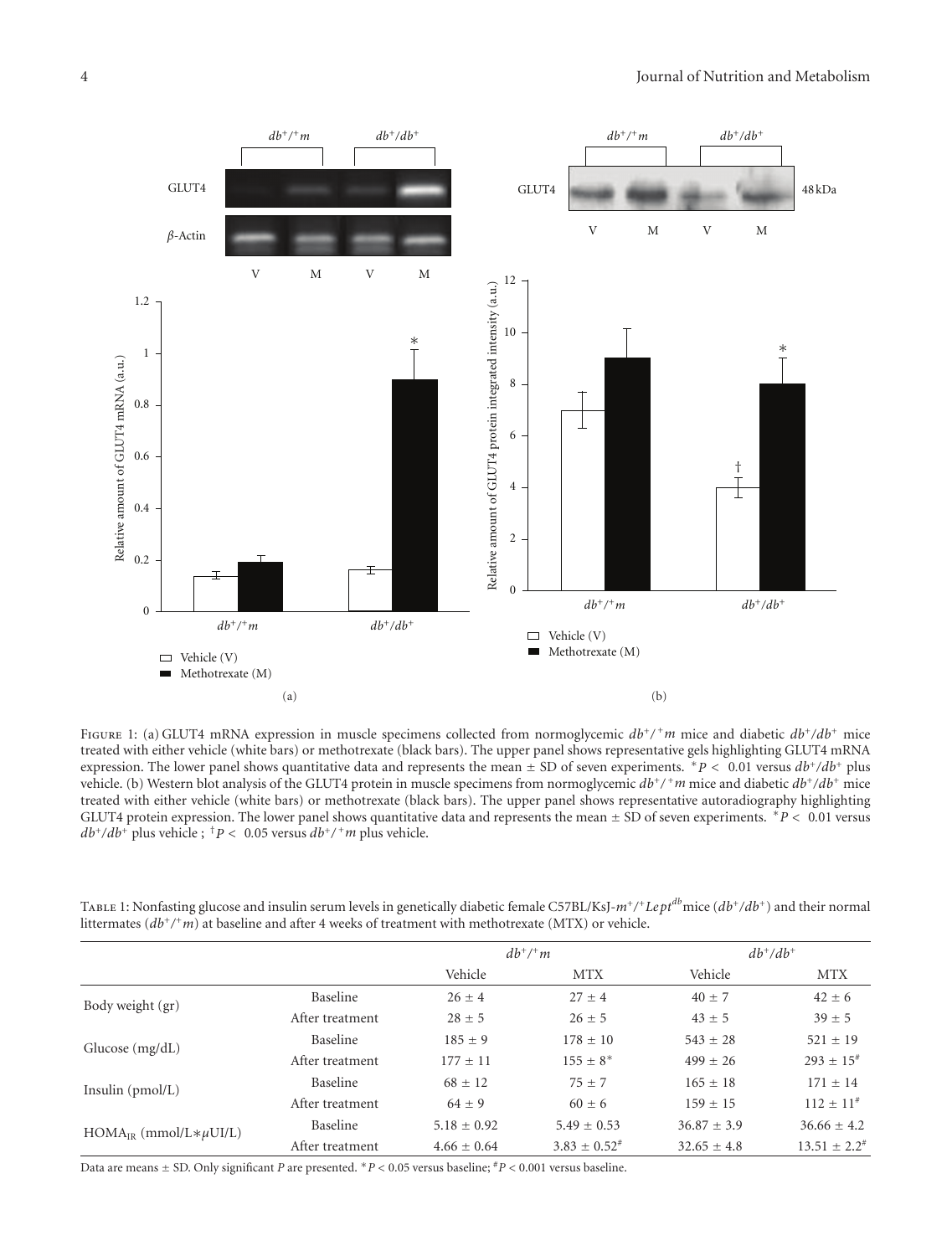Figure 1: (a) GLUT4 mRNA expression in muscle specimens collected from normoglycemic $db^{+}/^{+}m$ mice and diabetic $db^{+}/db^{+}$ mice treated with either vehicle (white bars) or methotrexate (black bars). The upper panel shows representative gels highlighting GLUT4 mRNA expression. The lower panel shows quantitative data and represents the mean ± SD of seven experiments. $^{*}P <$ 0.01 versus $db^{+}/db^{+}$ plus vehicle. (b) Western blot analysis of the GLUT4 protein in muscle specimens from normoglycemic $db^{+}/^{+}m$ mice and diabetic $db^{+}/db^{+}$ mice treated with either vehicle (white bars) or methotrexate (black bars). The upper panel shows representative autoradiography highlighting GLUT4 protein expression. The lower panel shows quantitative data and represents the mean ± SD of seven experiments. $^{*}P <$ 0.01 versus $db^{+}/db^{+}$ plus vehicle ; $^{\dagger}P <$ 0.05 versus $db^{+}/^{+}m$ plus vehicle.

Table 1: Nonfasting glucose and insulin serum levels in genetically diabetic female C57BL/KsJ-$m^{+}/^{+}Lept^{db}$ mice ($db^{+}/db^{+}$) and their normal littermates ($db^{+}/^{+}m$) at baseline and after 4 weeks of treatment with methotrexate (MTX) or vehicle.

| | | $db^{+}/^{+}m$ | | $db^{+}/db^{+}$ | |
|---|---|---|---|---|---|
| | | Vehicle | MTX | Vehicle | MTX |
| Body weight (gr) | Baseline | 26 ± 4 | 27 ± 4 | 40 ± 7 | 42 ± 6 |
| | After treatment | 28 ± 5 | 26 ± 5 | 43 ± 5 | 39 ± 5 |
| Glucose (mg/dL) | Baseline | 185 ± 9 | 178 ± 10 | 543 ± 28 | 521 ± 19 |
| | After treatment | 177 ± 11 | 155 ± 8* | 499 ± 26 | 293 ± 15# |
| Insulin (pmol/L) | Baseline | 68 ± 12 | 75 ± 7 | 165 ± 18 | 171 ± 14 |
| | After treatment | 64 ± 9 | 60 ± 6 | 159 ± 15 | 112 ± 11# |
| $HOMA_{IR}$ (mmol/L$*\mu$UI/L) | Baseline | 5.18 ± 0.92 | 5.49 ± 0.53 | 36.87 ± 3.9 | 36.66 ± 4.2 |
| | After treatment | 4.66 ± 0.64 | 3.83 ± 0.52# | 32.65 ± 4.8 | 13.51 ± 2.2# |

Data are means ± SD. Only significant $P$ are presented. $^{*}P < 0.05$ versus baseline; $^{\#}P < 0.001$ versus baseline.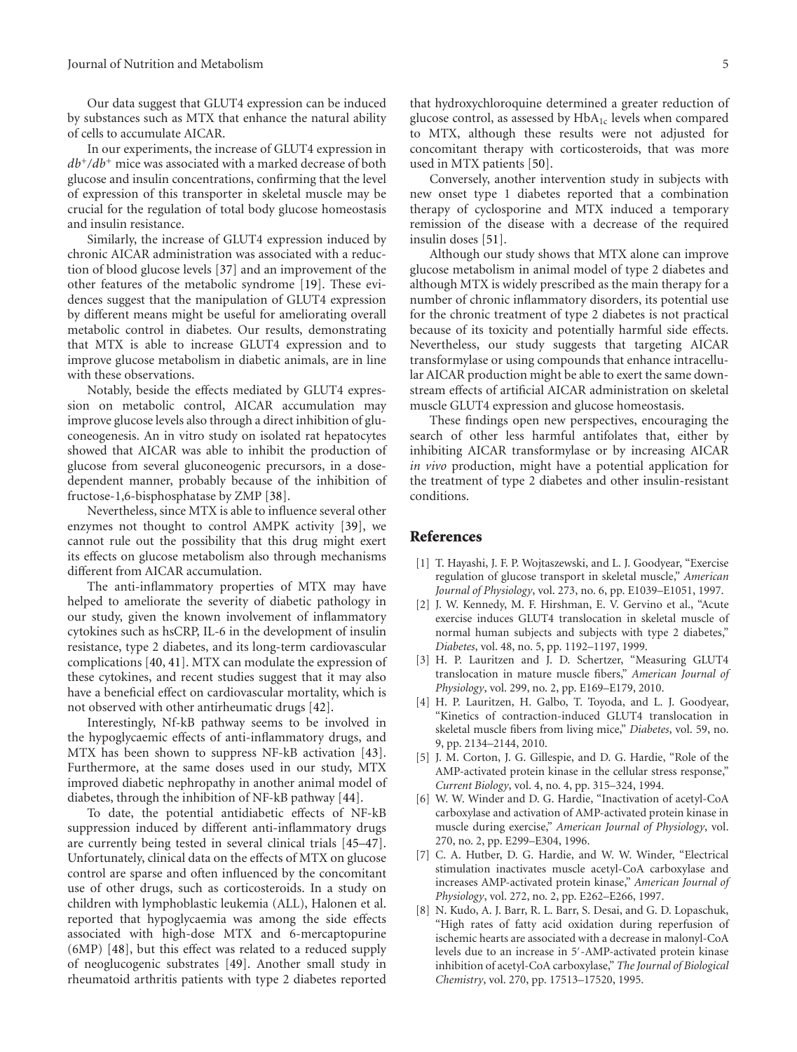Our data suggest that GLUT4 expression can be induced by substances such as MTX that enhance the natural ability of cells to accumulate AICAR.

In our experiments, the increase of GLUT4 expression in $db^+/db^+$ mice was associated with a marked decrease of both glucose and insulin concentrations, confirming that the level of expression of this transporter in skeletal muscle may be crucial for the regulation of total body glucose homeostasis and insulin resistance.

Similarly, the increase of GLUT4 expression induced by chronic AICAR administration was associated with a reduction of blood glucose levels [37] and an improvement of the other features of the metabolic syndrome [19]. These evidences suggest that the manipulation of GLUT4 expression by different means might be useful for ameliorating overall metabolic control in diabetes. Our results, demonstrating that MTX is able to increase GLUT4 expression and to improve glucose metabolism in diabetic animals, are in line with these observations.

Notably, beside the effects mediated by GLUT4 expression on metabolic control, AICAR accumulation may improve glucose levels also through a direct inhibition of gluconeogenesis. An in vitro study on isolated rat hepatocytes showed that AICAR was able to inhibit the production of glucose from several gluconeogenic precursors, in a dose-dependent manner, probably because of the inhibition of fructose-1,6-bisphosphatase by ZMP [38].

Nevertheless, since MTX is able to influence several other enzymes not thought to control AMPK activity [39], we cannot rule out the possibility that this drug might exert its effects on glucose metabolism also through mechanisms different from AICAR accumulation.

The anti-inflammatory properties of MTX may have helped to ameliorate the severity of diabetic pathology in our study, given the known involvement of inflammatory cytokines such as hsCRP, IL-6 in the development of insulin resistance, type 2 diabetes, and its long-term cardiovascular complications [40, 41]. MTX can modulate the expression of these cytokines, and recent studies suggest that it may also have a beneficial effect on cardiovascular mortality, which is not observed with other antirheumatic drugs [42].

Interestingly, Nf-kB pathway seems to be involved in the hypoglycaemic effects of anti-inflammatory drugs, and MTX has been shown to suppress NF-kB activation [43]. Furthermore, at the same doses used in our study, MTX improved diabetic nephropathy in another animal model of diabetes, through the inhibition of NF-kB pathway [44].

To date, the potential antidiabetic effects of NF-kB suppression induced by different anti-inflammatory drugs are currently being tested in several clinical trials [45–47]. Unfortunately, clinical data on the effects of MTX on glucose control are sparse and often influenced by the concomitant use of other drugs, such as corticosteroids. In a study on children with lymphoblastic leukemia (ALL), Halonen et al. reported that hypoglycaemia was among the side effects associated with high-dose MTX and 6-mercaptopurine (6MP) [48], but this effect was related to a reduced supply of neoglucogenic substrates [49]. Another small study in rheumatoid arthritis patients with type 2 diabetes reported that hydroxychloroquine determined a greater reduction of glucose control, as assessed by $HbA_{1c}$ levels when compared to MTX, although these results were not adjusted for concomitant therapy with corticosteroids, that was more used in MTX patients [50].

Conversely, another intervention study in subjects with new onset type 1 diabetes reported that a combination therapy of cyclosporine and MTX induced a temporary remission of the disease with a decrease of the required insulin doses [51].

Although our study shows that MTX alone can improve glucose metabolism in animal model of type 2 diabetes and although MTX is widely prescribed as the main therapy for a number of chronic inflammatory disorders, its potential use for the chronic treatment of type 2 diabetes is not practical because of its toxicity and potentially harmful side effects. Nevertheless, our study suggests that targeting AICAR transformylase or using compounds that enhance intracellular AICAR production might be able to exert the same downstream effects of artificial AICAR administration on skeletal muscle GLUT4 expression and glucose homeostasis.

These findings open new perspectives, encouraging the search of other less harmful antifolates that, either by inhibiting AICAR transformylase or by increasing AICAR *in vivo* production, might have a potential application for the treatment of type 2 diabetes and other insulin-resistant conditions.

## References

[1] T. Hayashi, J. F. P. Wojtaszewski, and L. J. Goodyear, "Exercise regulation of glucose transport in skeletal muscle," *American Journal of Physiology*, vol. 273, no. 6, pp. E1039–E1051, 1997.

[2] J. W. Kennedy, M. F. Hirshman, E. V. Gervino et al., "Acute exercise induces GLUT4 translocation in skeletal muscle of normal human subjects and subjects with type 2 diabetes," *Diabetes*, vol. 48, no. 5, pp. 1192–1197, 1999.

[3] H. P. Lauritzen and J. D. Schertzer, "Measuring GLUT4 translocation in mature muscle fibers," *American Journal of Physiology*, vol. 299, no. 2, pp. E169–E179, 2010.

[4] H. P. Lauritzen, H. Galbo, T. Toyoda, and L. J. Goodyear, "Kinetics of contraction-induced GLUT4 translocation in skeletal muscle fibers from living mice," *Diabetes*, vol. 59, no. 9, pp. 2134–2144, 2010.

[5] J. M. Corton, J. G. Gillespie, and D. G. Hardie, "Role of the AMP-activated protein kinase in the cellular stress response," *Current Biology*, vol. 4, no. 4, pp. 315–324, 1994.

[6] W. W. Winder and D. G. Hardie, "Inactivation of acetyl-CoA carboxylase and activation of AMP-activated protein kinase in muscle during exercise," *American Journal of Physiology*, vol. 270, no. 2, pp. E299–E304, 1996.

[7] C. A. Hutber, D. G. Hardie, and W. W. Winder, "Electrical stimulation inactivates muscle acetyl-CoA carboxylase and increases AMP-activated protein kinase," *American Journal of Physiology*, vol. 272, no. 2, pp. E262–E266, 1997.

[8] N. Kudo, A. J. Barr, R. L. Barr, S. Desai, and G. D. Lopaschuk, "High rates of fatty acid oxidation during reperfusion of ischemic hearts are associated with a decrease in malonyl-CoA levels due to an increase in 5′-AMP-activated protein kinase inhibition of acetyl-CoA carboxylase," *The Journal of Biological Chemistry*, vol. 270, pp. 17513–17520, 1995.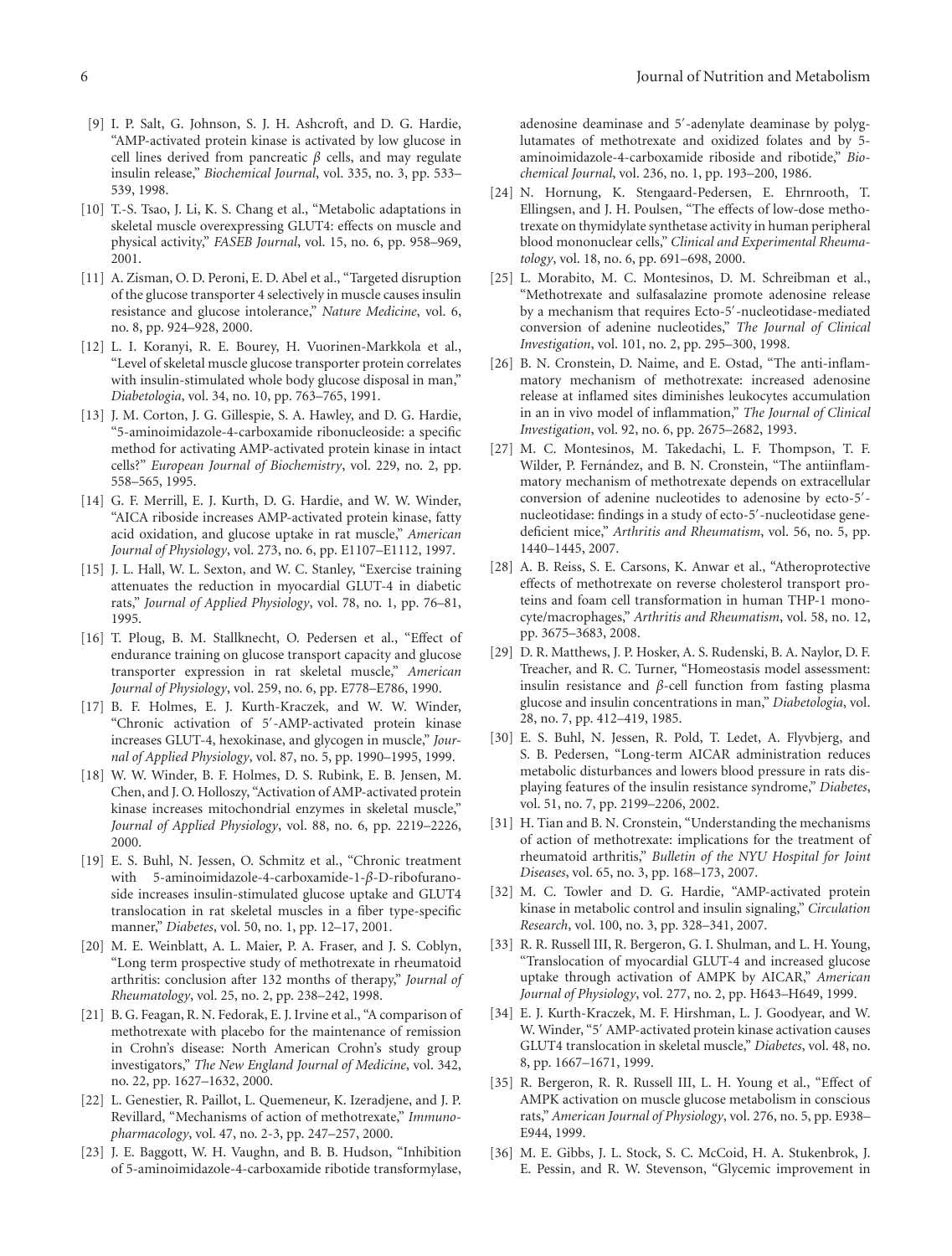[9] I. P. Salt, G. Johnson, S. J. H. Ashcroft, and D. G. Hardie, "AMP-activated protein kinase is activated by low glucose in cell lines derived from pancreatic $\beta$ cells, and may regulate insulin release," *Biochemical Journal*, vol. 335, no. 3, pp. 533–539, 1998.

[10] T.-S. Tsao, J. Li, K. S. Chang et al., "Metabolic adaptations in skeletal muscle overexpressing GLUT4: effects on muscle and physical activity," *FASEB Journal*, vol. 15, no. 6, pp. 958–969, 2001.

[11] A. Zisman, O. D. Peroni, E. D. Abel et al., "Targeted disruption of the glucose transporter 4 selectively in muscle causes insulin resistance and glucose intolerance," *Nature Medicine*, vol. 6, no. 8, pp. 924–928, 2000.

[12] L. I. Koranyi, R. E. Bourey, H. Vuorinen-Markkola et al., "Level of skeletal muscle glucose transporter protein correlates with insulin-stimulated whole body glucose disposal in man," *Diabetologia*, vol. 34, no. 10, pp. 763–765, 1991.

[13] J. M. Corton, J. G. Gillespie, S. A. Hawley, and D. G. Hardie, "5-aminoimidazole-4-carboxamide ribonucleoside: a specific method for activating AMP-activated protein kinase in intact cells?" *European Journal of Biochemistry*, vol. 229, no. 2, pp. 558–565, 1995.

[14] G. F. Merrill, E. J. Kurth, D. G. Hardie, and W. W. Winder, "AICA riboside increases AMP-activated protein kinase, fatty acid oxidation, and glucose uptake in rat muscle," *American Journal of Physiology*, vol. 273, no. 6, pp. E1107–E1112, 1997.

[15] J. L. Hall, W. L. Sexton, and W. C. Stanley, "Exercise training attenuates the reduction in myocardial GLUT-4 in diabetic rats," *Journal of Applied Physiology*, vol. 78, no. 1, pp. 76–81, 1995.

[16] T. Ploug, B. M. Stallknecht, O. Pedersen et al., "Effect of endurance training on glucose transport capacity and glucose transporter expression in rat skeletal muscle," *American Journal of Physiology*, vol. 259, no. 6, pp. E778–E786, 1990.

[17] B. F. Holmes, E. J. Kurth-Kraczek, and W. W. Winder, "Chronic activation of 5′-AMP-activated protein kinase increases GLUT-4, hexokinase, and glycogen in muscle," *Journal of Applied Physiology*, vol. 87, no. 5, pp. 1990–1995, 1999.

[18] W. W. Winder, B. F. Holmes, D. S. Rubink, E. B. Jensen, M. Chen, and J. O. Holloszy, "Activation of AMP-activated protein kinase increases mitochondrial enzymes in skeletal muscle," *Journal of Applied Physiology*, vol. 88, no. 6, pp. 2219–2226, 2000.

[19] E. S. Buhl, N. Jessen, O. Schmitz et al., "Chronic treatment with 5-aminoimidazole-4-carboxamide-1-$\beta$-D-ribofuranoside increases insulin-stimulated glucose uptake and GLUT4 translocation in rat skeletal muscles in a fiber type-specific manner," *Diabetes*, vol. 50, no. 1, pp. 12–17, 2001.

[20] M. E. Weinblatt, A. L. Maier, P. A. Fraser, and J. S. Coblyn, "Long term prospective study of methotrexate in rheumatoid arthritis: conclusion after 132 months of therapy," *Journal of Rheumatology*, vol. 25, no. 2, pp. 238–242, 1998.

[21] B. G. Feagan, R. N. Fedorak, E. J. Irvine et al., "A comparison of methotrexate with placebo for the maintenance of remission in Crohn's disease: North American Crohn's study group investigators," *The New England Journal of Medicine*, vol. 342, no. 22, pp. 1627–1632, 2000.

[22] L. Genestier, R. Paillot, L. Quemeneur, K. Izeradjene, and J. P. Revillard, "Mechanisms of action of methotrexate," *Immunopharmacology*, vol. 47, no. 2-3, pp. 247–257, 2000.

[23] J. E. Baggott, W. H. Vaughn, and B. B. Hudson, "Inhibition of 5-aminoimidazole-4-carboxamide ribotide transformylase, adenosine deaminase and 5′-adenylate deaminase by polyglutamates of methotrexate and oxidized folates and by 5-aminoimidazole-4-carboxamide riboside and ribotide," *Biochemical Journal*, vol. 236, no. 1, pp. 193–200, 1986.

[24] N. Hornung, K. Stengaard-Pedersen, E. Ehrnrooth, T. Ellingsen, and J. H. Poulsen, "The effects of low-dose methotrexate on thymidylate synthetase activity in human peripheral blood mononuclear cells," *Clinical and Experimental Rheumatology*, vol. 18, no. 6, pp. 691–698, 2000.

[25] L. Morabito, M. C. Montesinos, D. M. Schreibman et al., "Methotrexate and sulfasalazine promote adenosine release by a mechanism that requires Ecto-5′-nucleotidase-mediated conversion of adenine nucleotides," *The Journal of Clinical Investigation*, vol. 101, no. 2, pp. 295–300, 1998.

[26] B. N. Cronstein, D. Naime, and E. Ostad, "The anti-inflammatory mechanism of methotrexate: increased adenosine release at inflamed sites diminishes leukocytes accumulation in an in vivo model of inflammation," *The Journal of Clinical Investigation*, vol. 92, no. 6, pp. 2675–2682, 1993.

[27] M. C. Montesinos, M. Takedachi, L. F. Thompson, T. F. Wilder, P. Fernández, and B. N. Cronstein, "The antiinflammatory mechanism of methotrexate depends on extracellular conversion of adenine nucleotides to adenosine by ecto-5′-nucleotidase: findings in a study of ecto-5′-nucleotidase gene-deficient mice," *Arthritis and Rheumatism*, vol. 56, no. 5, pp. 1440–1445, 2007.

[28] A. B. Reiss, S. E. Carsons, K. Anwar et al., "Atheroprotective effects of methotrexate on reverse cholesterol transport proteins and foam cell transformation in human THP-1 monocyte/macrophages," *Arthritis and Rheumatism*, vol. 58, no. 12, pp. 3675–3683, 2008.

[29] D. R. Matthews, J. P. Hosker, A. S. Rudenski, B. A. Naylor, D. F. Treacher, and R. C. Turner, "Homeostasis model assessment: insulin resistance and $\beta$-cell function from fasting plasma glucose and insulin concentrations in man," *Diabetologia*, vol. 28, no. 7, pp. 412–419, 1985.

[30] E. S. Buhl, N. Jessen, R. Pold, T. Ledet, A. Flyvbjerg, and S. B. Pedersen, "Long-term AICAR administration reduces metabolic disturbances and lowers blood pressure in rats displaying features of the insulin resistance syndrome," *Diabetes*, vol. 51, no. 7, pp. 2199–2206, 2002.

[31] H. Tian and B. N. Cronstein, "Understanding the mechanisms of action of methotrexate: implications for the treatment of rheumatoid arthritis," *Bulletin of the NYU Hospital for Joint Diseases*, vol. 65, no. 3, pp. 168–173, 2007.

[32] M. C. Towler and D. G. Hardie, "AMP-activated protein kinase in metabolic control and insulin signaling," *Circulation Research*, vol. 100, no. 3, pp. 328–341, 2007.

[33] R. R. Russell III, R. Bergeron, G. I. Shulman, and L. H. Young, "Translocation of myocardial GLUT-4 and increased glucose uptake through activation of AMPK by AICAR," *American Journal of Physiology*, vol. 277, no. 2, pp. H643–H649, 1999.

[34] E. J. Kurth-Kraczek, M. F. Hirshman, L. J. Goodyear, and W. W. Winder, "5′ AMP-activated protein kinase activation causes GLUT4 translocation in skeletal muscle," *Diabetes*, vol. 48, no. 8, pp. 1667–1671, 1999.

[35] R. Bergeron, R. R. Russell III, L. H. Young et al., "Effect of AMPK activation on muscle glucose metabolism in conscious rats," *American Journal of Physiology*, vol. 276, no. 5, pp. E938–E944, 1999.

[36] M. E. Gibbs, J. L. Stock, S. C. McCoid, H. A. Stukenbrok, J. E. Pessin, and R. W. Stevenson, "Glycemic improvement in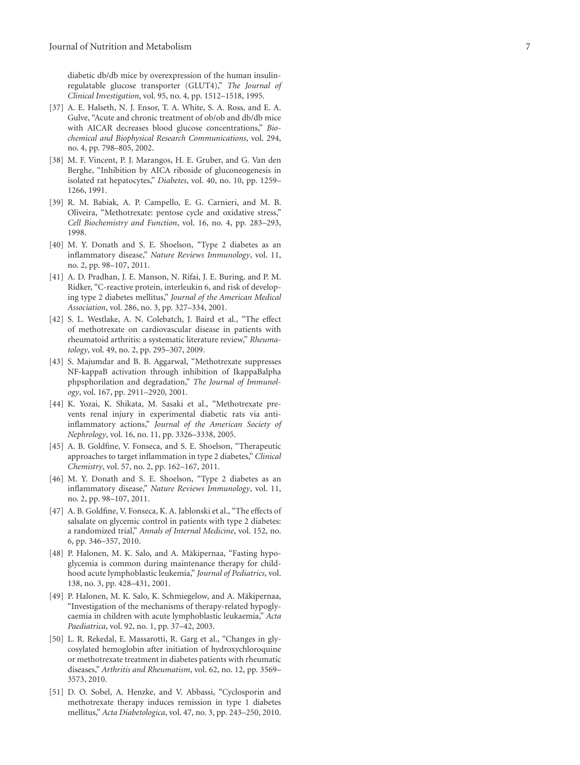diabetic db/db mice by overexpression of the human insulin-regulatable glucose transporter (GLUT4)," *The Journal of Clinical Investigation*, vol. 95, no. 4, pp. 1512–1518, 1995.

[37] A. E. Halseth, N. J. Ensor, T. A. White, S. A. Ross, and E. A. Gulve, "Acute and chronic treatment of ob/ob and db/db mice with AICAR decreases blood glucose concentrations," *Biochemical and Biophysical Research Communications*, vol. 294, no. 4, pp. 798–805, 2002.

[38] M. F. Vincent, P. J. Marangos, H. E. Gruber, and G. Van den Berghe, "Inhibition by AICA riboside of gluconeogenesis in isolated rat hepatocytes," *Diabetes*, vol. 40, no. 10, pp. 1259–1266, 1991.

[39] R. M. Babiak, A. P. Campello, E. G. Carnieri, and M. B. Oliveira, "Methotrexate: pentose cycle and oxidative stress," *Cell Biochemistry and Function*, vol. 16, no. 4, pp. 283–293, 1998.

[40] M. Y. Donath and S. E. Shoelson, "Type 2 diabetes as an inflammatory disease," *Nature Reviews Immunology*, vol. 11, no. 2, pp. 98–107, 2011.

[41] A. D. Pradhan, J. E. Manson, N. Rifai, J. E. Buring, and P. M. Ridker, "C-reactive protein, interleukin 6, and risk of developing type 2 diabetes mellitus," *Journal of the American Medical Association*, vol. 286, no. 3, pp. 327–334, 2001.

[42] S. L. Westlake, A. N. Colebatch, J. Baird et al., "The effect of methotrexate on cardiovascular disease in patients with rheumatoid arthritis: a systematic literature review," *Rheumatology*, vol. 49, no. 2, pp. 295–307, 2009.

[43] S. Majumdar and B. B. Aggarwal, "Methotrexate suppresses NF-kappaB activation through inhibition of IkappaBalpha phpsphorilation and degradation," *The Journal of Immunology*, vol. 167, pp. 2911–2920, 2001.

[44] K. Yozai, K. Shikata, M. Sasaki et al., "Methotrexate prevents renal injury in experimental diabetic rats via anti-inflammatory actions," *Journal of the American Society of Nephrology*, vol. 16, no. 11, pp. 3326–3338, 2005.

[45] A. B. Goldfine, V. Fonseca, and S. E. Shoelson, "Therapeutic approaches to target inflammation in type 2 diabetes," *Clinical Chemistry*, vol. 57, no. 2, pp. 162–167, 2011.

[46] M. Y. Donath and S. E. Shoelson, "Type 2 diabetes as an inflammatory disease," *Nature Reviews Immunology*, vol. 11, no. 2, pp. 98–107, 2011.

[47] A. B. Goldfine, V. Fonseca, K. A. Jablonski et al., "The effects of salsalate on glycemic control in patients with type 2 diabetes: a randomized trial," *Annals of Internal Medicine*, vol. 152, no. 6, pp. 346–357, 2010.

[48] P. Halonen, M. K. Salo, and A. Mäkipernaa, "Fasting hypoglycemia is common during maintenance therapy for childhood acute lymphoblastic leukemia," *Journal of Pediatrics*, vol. 138, no. 3, pp. 428–431, 2001.

[49] P. Halonen, M. K. Salo, K. Schmiegelow, and A. Mäkipernaa, "Investigation of the mechanisms of therapy-related hypoglycaemia in children with acute lymphoblastic leukaemia," *Acta Paediatrica*, vol. 92, no. 1, pp. 37–42, 2003.

[50] L. R. Rekedal, E. Massarotti, R. Garg et al., "Changes in glycosylated hemoglobin after initiation of hydroxychloroquine or methotrexate treatment in diabetes patients with rheumatic diseases," *Arthritis and Rheumatism*, vol. 62, no. 12, pp. 3569–3573, 2010.

[51] D. O. Sobel, A. Henzke, and V. Abbassi, "Cyclosporin and methotrexate therapy induces remission in type 1 diabetes mellitus," *Acta Diabetologica*, vol. 47, no. 3, pp. 243–250, 2010.